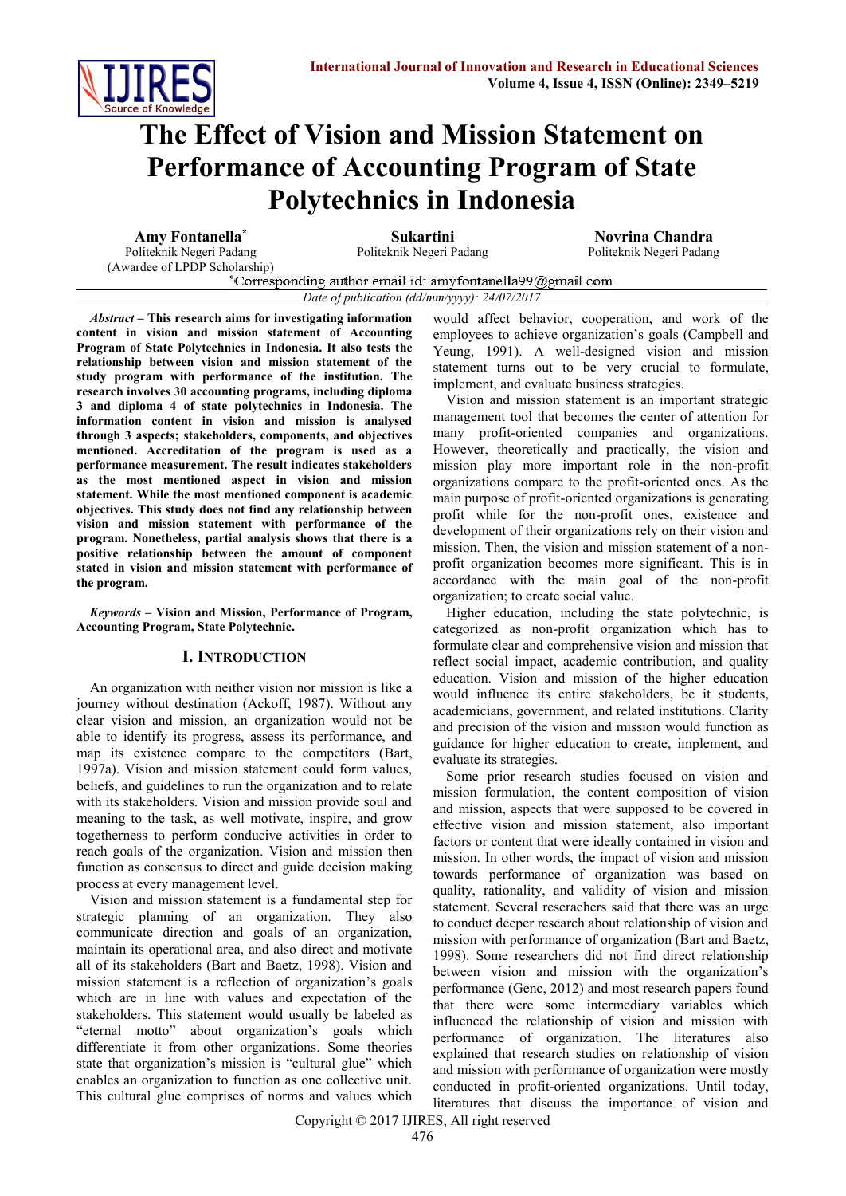# The Effect of Vision and Mission Statement on Performance of Accounting Program of State Polytechnics in Indonesia

**Amy Fontanella*** Politeknik Negeri Padang (Awardee of LPDP Scholarship)

**Sukartini** Politeknik Negeri Padang

**Novrina Chandra** Politeknik Negeri Padang

*Corresponding author email id: amyfontanella99@gmail.com

*Date of publication (dd/mm/yyyy): 24/07/2017*

***Abstract* – This research aims for investigating information content in vision and mission statement of Accounting Program of State Polytechnics in Indonesia. It also tests the relationship between vision and mission statement of the study program with performance of the institution. The research involves 30 accounting programs, including diploma 3 and diploma 4 of state polytechnics in Indonesia. The information content in vision and mission is analysed through 3 aspects; stakeholders, components, and objectives mentioned. Accreditation of the program is used as a performance measurement. The result indicates stakeholders as the most mentioned aspect in vision and mission statement. While the most mentioned component is academic objectives. This study does not find any relationship between vision and mission statement with performance of the program. Nonetheless, partial analysis shows that there is a positive relationship between the amount of component stated in vision and mission statement with performance of the program.**

***Keywords* – Vision and Mission, Performance of Program, Accounting Program, State Polytechnic.**

## I. Introduction

An organization with neither vision nor mission is like a journey without destination (Ackoff, 1987). Without any clear vision and mission, an organization would not be able to identify its progress, assess its performance, and map its existence compare to the competitors (Bart, 1997a). Vision and mission statement could form values, beliefs, and guidelines to run the organization and to relate with its stakeholders. Vision and mission provide soul and meaning to the task, as well motivate, inspire, and grow togetherness to perform conducive activities in order to reach goals of the organization. Vision and mission then function as consensus to direct and guide decision making process at every management level.

Vision and mission statement is a fundamental step for strategic planning of an organization. They also communicate direction and goals of an organization, maintain its operational area, and also direct and motivate all of its stakeholders (Bart and Baetz, 1998). Vision and mission statement is a reflection of organization's goals which are in line with values and expectation of the stakeholders. This statement would usually be labeled as "eternal motto" about organization's goals which differentiate it from other organizations. Some theories state that organization's mission is "cultural glue" which enables an organization to function as one collective unit. This cultural glue comprises of norms and values which would affect behavior, cooperation, and work of the employees to achieve organization's goals (Campbell and Yeung, 1991). A well-designed vision and mission statement turns out to be very crucial to formulate, implement, and evaluate business strategies.

Vision and mission statement is an important strategic management tool that becomes the center of attention for many profit-oriented companies and organizations. However, theoretically and practically, the vision and mission play more important role in the non-profit organizations compare to the profit-oriented ones. As the main purpose of profit-oriented organizations is generating profit while for the non-profit ones, existence and development of their organizations rely on their vision and mission. Then, the vision and mission statement of a non-profit organization becomes more significant. This is in accordance with the main goal of the non-profit organization; to create social value.

Higher education, including the state polytechnic, is categorized as non-profit organization which has to formulate clear and comprehensive vision and mission that reflect social impact, academic contribution, and quality education. Vision and mission of the higher education would influence its entire stakeholders, be it students, academicians, government, and related institutions. Clarity and precision of the vision and mission would function as guidance for higher education to create, implement, and evaluate its strategies.

Some prior research studies focused on vision and mission formulation, the content composition of vision and mission, aspects that were supposed to be covered in effective vision and mission statement, also important factors or content that were ideally contained in vision and mission. In other words, the impact of vision and mission towards performance of organization was based on quality, rationality, and validity of vision and mission statement. Several reserachers said that there was an urge to conduct deeper research about relationship of vision and mission with performance of organization (Bart and Baetz, 1998). Some researchers did not find direct relationship between vision and mission with the organization's performance (Genc, 2012) and most research papers found that there were some intermediary variables which influenced the relationship of vision and mission with performance of organization. The literatures also explained that research studies on relationship of vision and mission with performance of organization were mostly conducted in profit-oriented organizations. Until today, literatures that discuss the importance of vision and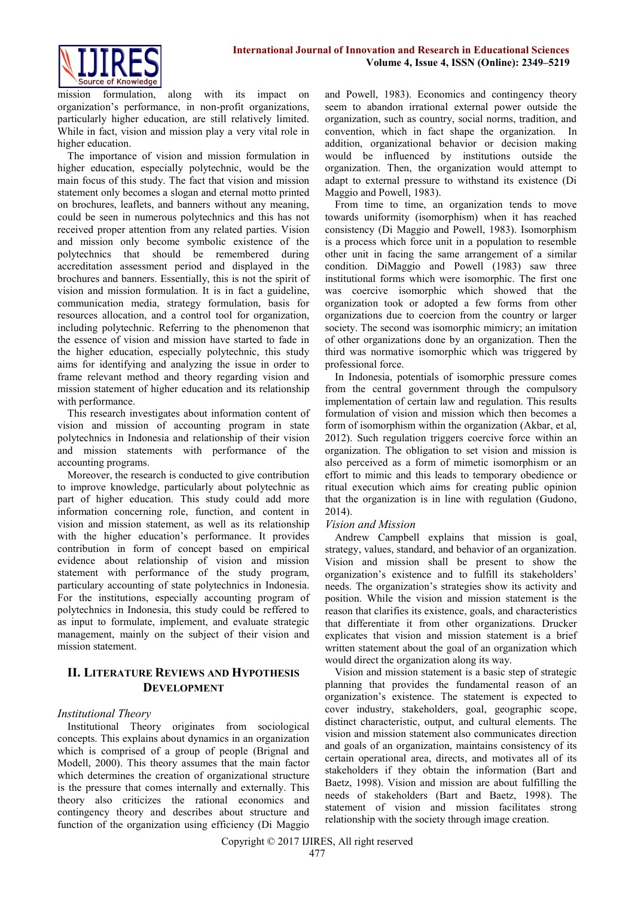mission formulation, along with its impact on organization's performance, in non-profit organizations, particularly higher education, are still relatively limited. While in fact, vision and mission play a very vital role in higher education.

The importance of vision and mission formulation in higher education, especially polytechnic, would be the main focus of this study. The fact that vision and mission statement only becomes a slogan and eternal motto printed on brochures, leaflets, and banners without any meaning, could be seen in numerous polytechnics and this has not received proper attention from any related parties. Vision and mission only become symbolic existence of the polytechnics that should be remembered during accreditation assessment period and displayed in the brochures and banners. Essentially, this is not the spirit of vision and mission formulation. It is in fact a guideline, communication media, strategy formulation, basis for resources allocation, and a control tool for organization, including polytechnic. Referring to the phenomenon that the essence of vision and mission have started to fade in the higher education, especially polytechnic, this study aims for identifying and analyzing the issue in order to frame relevant method and theory regarding vision and mission statement of higher education and its relationship with performance.

This research investigates about information content of vision and mission of accounting program in state polytechnics in Indonesia and relationship of their vision and mission statements with performance of the accounting programs.

Moreover, the research is conducted to give contribution to improve knowledge, particularly about polytechnic as part of higher education. This study could add more information concerning role, function, and content in vision and mission statement, as well as its relationship with the higher education's performance. It provides contribution in form of concept based on empirical evidence about relationship of vision and mission statement with performance of the study program, particulary accounting of state polytechnics in Indonesia. For the institutions, especially accounting program of polytechnics in Indonesia, this study could be reffered to as input to formulate, implement, and evaluate strategic management, mainly on the subject of their vision and mission statement.

## II. Literature Reviews and Hypothesis Development

### *Institutional Theory*

Institutional Theory originates from sociological concepts. This explains about dynamics in an organization which is comprised of a group of people (Brignal and Modell, 2000). This theory assumes that the main factor which determines the creation of organizational structure is the pressure that comes internally and externally. This theory also criticizes the rational economics and contingency theory and describes about structure and function of the organization using efficiency (Di Maggio and Powell, 1983). Economics and contingency theory seem to abandon irrational external power outside the organization, such as country, social norms, tradition, and convention, which in fact shape the organization. In addition, organizational behavior or decision making would be influenced by institutions outside the organization. Then, the organization would attempt to adapt to external pressure to withstand its existence (Di Maggio and Powell, 1983).

From time to time, an organization tends to move towards uniformity (isomorphism) when it has reached consistency (Di Maggio and Powell, 1983). Isomorphism is a process which force unit in a population to resemble other unit in facing the same arrangement of a similar condition. DiMaggio and Powell (1983) saw three institutional forms which were isomorphic. The first one was coercive isomorphic which showed that the organization took or adopted a few forms from other organizations due to coercion from the country or larger society. The second was isomorphic mimicry; an imitation of other organizations done by an organization. Then the third was normative isomorphic which was triggered by professional force.

In Indonesia, potentials of isomorphic pressure comes from the central government through the compulsory implementation of certain law and regulation. This results formulation of vision and mission which then becomes a form of isomorphism within the organization (Akbar, et al, 2012). Such regulation triggers coercive force within an organization. The obligation to set vision and mission is also perceived as a form of mimetic isomorphism or an effort to mimic and this leads to temporary obedience or ritual execution which aims for creating public opinion that the organization is in line with regulation (Gudono, 2014).

### *Vision and Mission*

Andrew Campbell explains that mission is goal, strategy, values, standard, and behavior of an organization. Vision and mission shall be present to show the organization's existence to fulfill its stakeholders' needs. The organization's strategies show its activity and position. While the vision and mission statement is the reason that clarifies its existence, goals, and characteristics that differentiate it from other organizations. Drucker explicates that vision and mission statement is a brief written statement about the goal of an organization which would direct the organization along its way.

Vision and mission statement is a basic step of strategic planning that provides the fundamental reason of an organization's existence. The statement is expected to cover industry, stakeholders, goal, geographic scope, distinct characteristic, output, and cultural elements. The vision and mission statement also communicates direction and goals of an organization, maintains consistency of its certain operational area, directs, and motivates all of its stakeholders if they obtain the information (Bart and Baetz, 1998). Vision and mission are about fulfilling the needs of stakeholders (Bart and Baetz, 1998). The statement of vision and mission facilitates strong relationship with the society through image creation.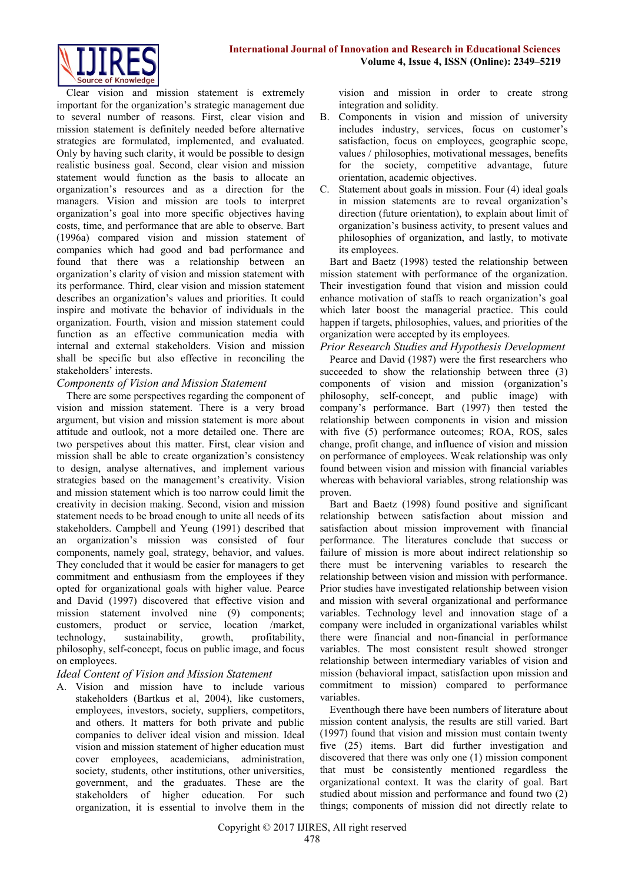Clear vision and mission statement is extremely important for the organization's strategic management due to several number of reasons. First, clear vision and mission statement is definitely needed before alternative strategies are formulated, implemented, and evaluated. Only by having such clarity, it would be possible to design realistic business goal. Second, clear vision and mission statement would function as the basis to allocate an organization's resources and as a direction for the managers. Vision and mission are tools to interpret organization's goal into more specific objectives having costs, time, and performance that are able to observe. Bart (1996a) compared vision and mission statement of companies which had good and bad performance and found that there was a relationship between an organization's clarity of vision and mission statement with its performance. Third, clear vision and mission statement describes an organization's values and priorities. It could inspire and motivate the behavior of individuals in the organization. Fourth, vision and mission statement could function as an effective communication media with internal and external stakeholders. Vision and mission shall be specific but also effective in reconciling the stakeholders' interests.

### *Components of Vision and Mission Statement*

There are some perspectives regarding the component of vision and mission statement. There is a very broad argument, but vision and mission statement is more about attitude and outlook, not a more detailed one. There are two perspetives about this matter. First, clear vision and mission shall be able to create organization's consistency to design, analyse alternatives, and implement various strategies based on the management's creativity. Vision and mission statement which is too narrow could limit the creativity in decision making. Second, vision and mission statement needs to be broad enough to unite all needs of its stakeholders. Campbell and Yeung (1991) described that an organization's mission was consisted of four components, namely goal, strategy, behavior, and values. They concluded that it would be easier for managers to get commitment and enthusiasm from the employees if they opted for organizational goals with higher value. Pearce and David (1997) discovered that effective vision and mission statement involved nine (9) components; customers, product or service, location /market, technology, sustainability, growth, profitability, philosophy, self-concept, focus on public image, and focus on employees.

### *Ideal Content of Vision and Mission Statement*

A. Vision and mission have to include various stakeholders (Bartkus et al, 2004), like customers, employees, investors, society, suppliers, competitors, and others. It matters for both private and public companies to deliver ideal vision and mission. Ideal vision and mission statement of higher education must cover employees, academicians, administration, society, students, other institutions, other universities, government, and the graduates. These are the stakeholders of higher education. For such organization, it is essential to involve them in the vision and mission in order to create strong integration and solidity.

B. Components in vision and mission of university includes industry, services, focus on customer's satisfaction, focus on employees, geographic scope, values / philosophies, motivational messages, benefits for the society, competitive advantage, future orientation, academic objectives.

C. Statement about goals in mission. Four (4) ideal goals in mission statements are to reveal organization's direction (future orientation), to explain about limit of organization's business activity, to present values and philosophies of organization, and lastly, to motivate its employees.

Bart and Baetz (1998) tested the relationship between mission statement with performance of the organization. Their investigation found that vision and mission could enhance motivation of staffs to reach organization's goal which later boost the managerial practice. This could happen if targets, philosophies, values, and priorities of the organization were accepted by its employees.

### *Prior Research Studies and Hypothesis Development*

Pearce and David (1987) were the first researchers who succeeded to show the relationship between three (3) components of vision and mission (organization's philosophy, self-concept, and public image) with company's performance. Bart (1997) then tested the relationship between components in vision and mission with five (5) performance outcomes; ROA, ROS, sales change, profit change, and influence of vision and mission on performance of employees. Weak relationship was only found between vision and mission with financial variables whereas with behavioral variables, strong relationship was proven.

Bart and Baetz (1998) found positive and significant relationship between satisfaction about mission and satisfaction about mission improvement with financial performance. The literatures conclude that success or failure of mission is more about indirect relationship so there must be intervening variables to research the relationship between vision and mission with performance. Prior studies have investigated relationship between vision and mission with several organizational and performance variables. Technology level and innovation stage of a company were included in organizational variables whilst there were financial and non-financial in performance variables. The most consistent result showed stronger relationship between intermediary variables of vision and mission (behavioral impact, satisfaction upon mission and commitment to mission) compared to performance variables.

Eventhough there have been numbers of literature about mission content analysis, the results are still varied. Bart (1997) found that vision and mission must contain twenty five (25) items. Bart did further investigation and discovered that there was only one (1) mission component that must be consistently mentioned regardless the organizational context. It was the clarity of goal. Bart studied about mission and performance and found two (2) things; components of mission did not directly relate to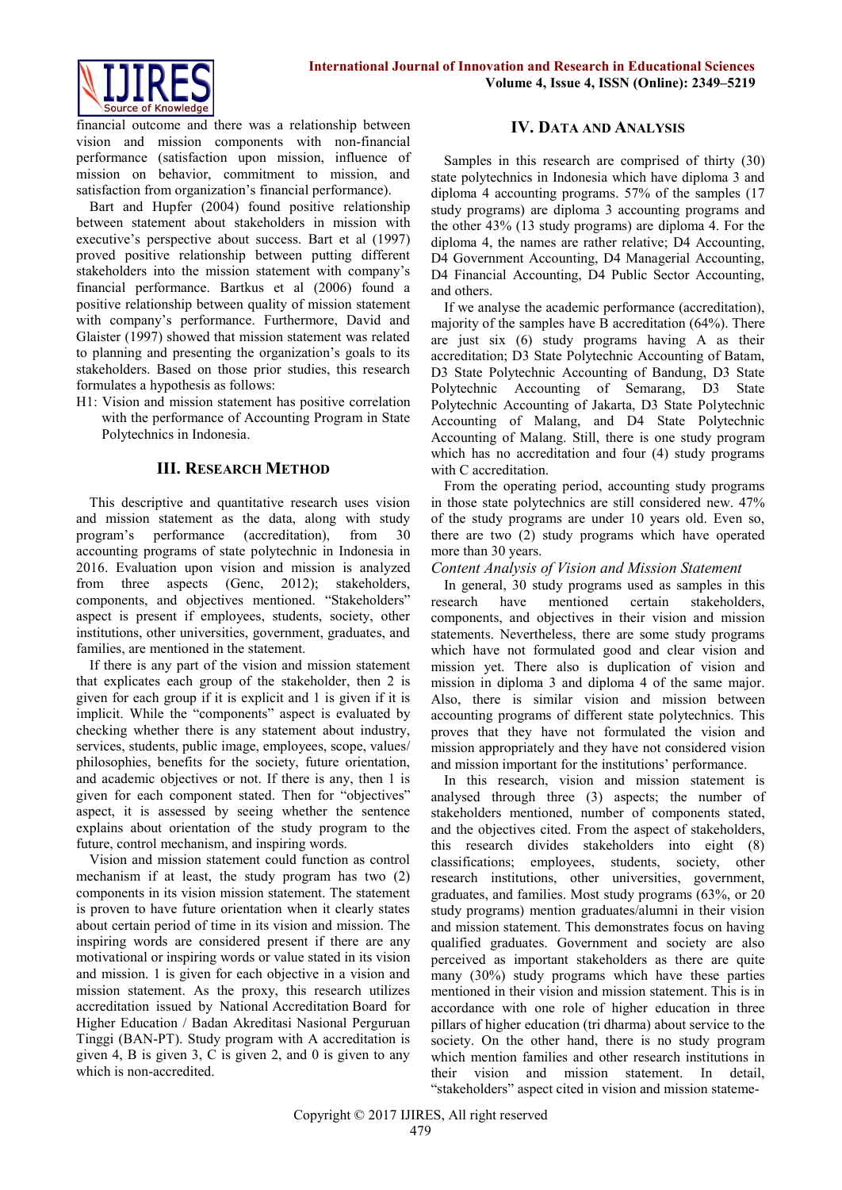financial outcome and there was a relationship between vision and mission components with non-financial performance (satisfaction upon mission, influence of mission on behavior, commitment to mission, and satisfaction from organization's financial performance).

Bart and Hupfer (2004) found positive relationship between statement about stakeholders in mission with executive's perspective about success. Bart et al (1997) proved positive relationship between putting different stakeholders into the mission statement with company's financial performance. Bartkus et al (2006) found a positive relationship between quality of mission statement with company's performance. Furthermore, David and Glaister (1997) showed that mission statement was related to planning and presenting the organization's goals to its stakeholders. Based on those prior studies, this research formulates a hypothesis as follows:

H1: Vision and mission statement has positive correlation with the performance of Accounting Program in State Polytechnics in Indonesia.

## III. Research Method

This descriptive and quantitative research uses vision and mission statement as the data, along with study program's performance (accreditation), from 30 accounting programs of state polytechnic in Indonesia in 2016. Evaluation upon vision and mission is analyzed from three aspects (Genc, 2012); stakeholders, components, and objectives mentioned. "Stakeholders" aspect is present if employees, students, society, other institutions, other universities, government, graduates, and families, are mentioned in the statement.

If there is any part of the vision and mission statement that explicates each group of the stakeholder, then 2 is given for each group if it is explicit and 1 is given if it is implicit. While the "components" aspect is evaluated by checking whether there is any statement about industry, services, students, public image, employees, scope, values/ philosophies, benefits for the society, future orientation, and academic objectives or not. If there is any, then 1 is given for each component stated. Then for "objectives" aspect, it is assessed by seeing whether the sentence explains about orientation of the study program to the future, control mechanism, and inspiring words.

Vision and mission statement could function as control mechanism if at least, the study program has two (2) components in its vision mission statement. The statement is proven to have future orientation when it clearly states about certain period of time in its vision and mission. The inspiring words are considered present if there are any motivational or inspiring words or value stated in its vision and mission. 1 is given for each objective in a vision and mission statement. As the proxy, this research utilizes accreditation issued by National Accreditation Board for Higher Education / Badan Akreditasi Nasional Perguruan Tinggi (BAN-PT). Study program with A accreditation is given 4, B is given 3, C is given 2, and 0 is given to any which is non-accredited.

## IV. Data and Analysis

Samples in this research are comprised of thirty (30) state polytechnics in Indonesia which have diploma 3 and diploma 4 accounting programs. 57% of the samples (17 study programs) are diploma 3 accounting programs and the other 43% (13 study programs) are diploma 4. For the diploma 4, the names are rather relative; D4 Accounting, D4 Government Accounting, D4 Managerial Accounting, D4 Financial Accounting, D4 Public Sector Accounting, and others.

If we analyse the academic performance (accreditation), majority of the samples have B accreditation (64%). There are just six (6) study programs having A as their accreditation; D3 State Polytechnic Accounting of Batam, D3 State Polytechnic Accounting of Bandung, D3 State Polytechnic Accounting of Semarang, D3 State Polytechnic Accounting of Jakarta, D3 State Polytechnic Accounting of Malang, and D4 State Polytechnic Accounting of Malang. Still, there is one study program which has no accreditation and four (4) study programs with C accreditation.

From the operating period, accounting study programs in those state polytechnics are still considered new. 47% of the study programs are under 10 years old. Even so, there are two (2) study programs which have operated more than 30 years.

*Content Analysis of Vision and Mission Statement*

In general, 30 study programs used as samples in this research have mentioned certain stakeholders, components, and objectives in their vision and mission statements. Nevertheless, there are some study programs which have not formulated good and clear vision and mission yet. There also is duplication of vision and mission in diploma 3 and diploma 4 of the same major. Also, there is similar vision and mission between accounting programs of different state polytechnics. This proves that they have not formulated the vision and mission appropriately and they have not considered vision and mission important for the institutions' performance.

In this research, vision and mission statement is analysed through three (3) aspects; the number of stakeholders mentioned, number of components stated, and the objectives cited. From the aspect of stakeholders, this research divides stakeholders into eight (8) classifications; employees, students, society, other research institutions, other universities, government, graduates, and families. Most study programs (63%, or 20 study programs) mention graduates/alumni in their vision and mission statement. This demonstrates focus on having qualified graduates. Government and society are also perceived as important stakeholders as there are quite many (30%) study programs which have these parties mentioned in their vision and mission statement. This is in accordance with one role of higher education in three pillars of higher education (tri dharma) about service to the society. On the other hand, there is no study program which mention families and other research institutions in their vision and mission statement. In detail, "stakeholders" aspect cited in vision and mission stateme-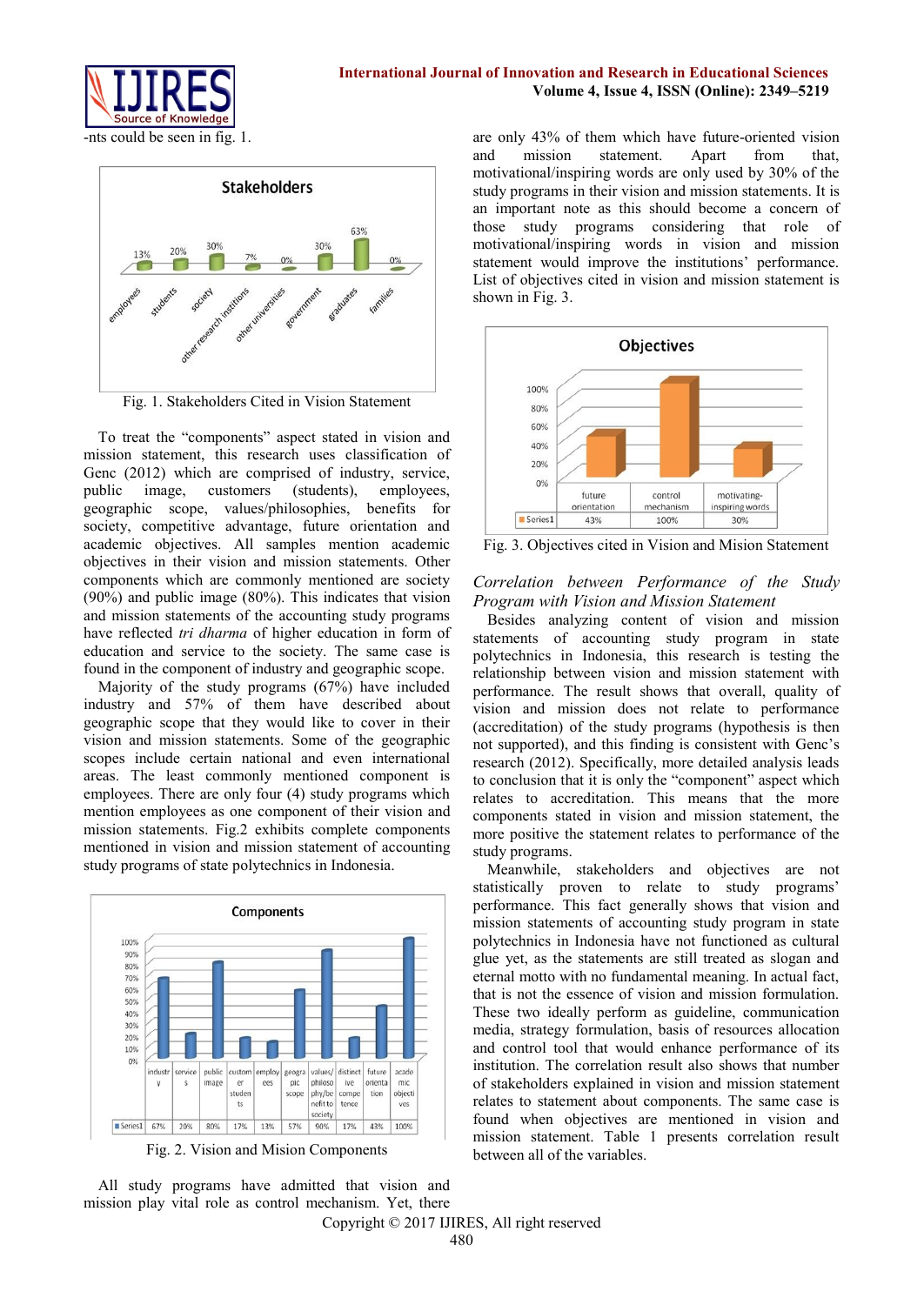-nts could be seen in fig. 1.

Fig. 1. Stakeholders Cited in Vision Statement

To treat the "components" aspect stated in vision and mission statement, this research uses classification of Genc (2012) which are comprised of industry, service, public image, customers (students), employees, geographic scope, values/philosophies, benefits for society, competitive advantage, future orientation and academic objectives. All samples mention academic objectives in their vision and mission statements. Other components which are commonly mentioned are society (90%) and public image (80%). This indicates that vision and mission statements of the accounting study programs have reflected *tri dharma* of higher education in form of education and service to the society. The same case is found in the component of industry and geographic scope.

Majority of the study programs (67%) have included industry and 57% of them have described about geographic scope that they would like to cover in their vision and mission statements. Some of the geographic scopes include certain national and even international areas. The least commonly mentioned component is employees. There are only four (4) study programs which mention employees as one component of their vision and mission statements. Fig.2 exhibits complete components mentioned in vision and mission statement of accounting study programs of state polytechnics in Indonesia.

Fig. 2. Vision and Mission Components

All study programs have admitted that vision and mission play vital role as control mechanism. Yet, there are only 43% of them which have future-oriented vision and mission statement. Apart from that, motivational/inspiring words are only used by 30% of the study programs in their vision and mission statements. It is an important note as this should become a concern of those study programs considering that role of motivational/inspiring words in vision and mission statement would improve the institutions' performance. List of objectives cited in vision and mission statement is shown in Fig. 3.

Fig. 3. Objectives cited in Vision and Mision Statement

### *Correlation between Performance of the Study Program with Vision and Mission Statement*

Besides analyzing content of vision and mission statements of accounting study program in state polytechnics in Indonesia, this research is testing the relationship between vision and mission statement with performance. The result shows that overall, quality of vision and mission does not relate to performance (accreditation) of the study programs (hypothesis is then not supported), and this finding is consistent with Genc's research (2012). Specifically, more detailed analysis leads to conclusion that it is only the "component" aspect which relates to accreditation. This means that the more components stated in vision and mission statement, the more positive the statement relates to performance of the study programs.

Meanwhile, stakeholders and objectives are not statistically proven to relate to study programs' performance. This fact generally shows that vision and mission statements of accounting study program in state polytechnics in Indonesia have not functioned as cultural glue yet, as the statements are still treated as slogan and eternal motto with no fundamental meaning. In actual fact, that is not the essence of vision and mission formulation. These two ideally perform as guideline, communication media, strategy formulation, basis of resources allocation and control tool that would enhance performance of its institution. The correlation result also shows that number of stakeholders explained in vision and mission statement relates to statement about components. The same case is found when objectives are mentioned in vision and mission statement. Table 1 presents correlation result between all of the variables.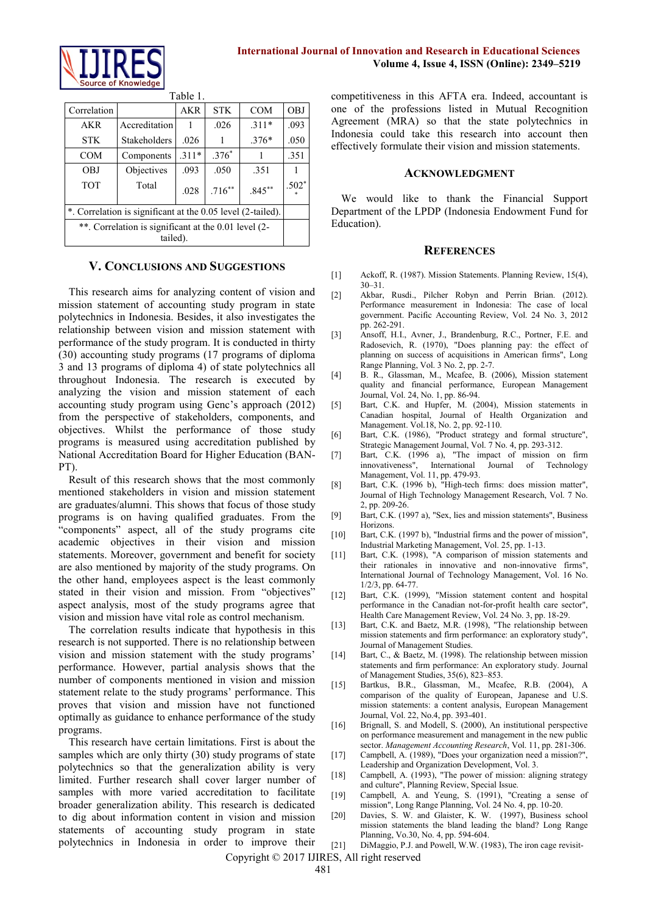Table 1.

| Correlation | | AKR | STK | COM | OBJ |
|---|---|---|---|---|---|
| AKR | Accreditation | 1 | .026 | .311* | .093 |
| STK | Stakeholders | .026 | 1 | .376* | .050 |
| COM | Components | .311* | .376* | 1 | .351 |
| OBJ | Objectives | .093 | .050 | .351 | 1 |
| TOT | Total | .028 | .716** | .845** | .502** |
| *. Correlation is significant at the 0.05 level (2-tailed). | | | | | |
| **. Correlation is significant at the 0.01 level (2-tailed). | | | | | |

## V. Conclusions and Suggestions

This research aims for analyzing content of vision and mission statement of accounting study program in state polytechnics in Indonesia. Besides, it also investigates the relationship between vision and mission statement with performance of the study program. It is conducted in thirty (30) accounting study programs (17 programs of diploma 3 and 13 programs of diploma 4) of state polytechnics all throughout Indonesia. The research is executed by analyzing the vision and mission statement of each accounting study program using Genc's approach (2012) from the perspective of stakeholders, components, and objectives. Whilst the performance of those study programs is measured using accreditation published by National Accreditation Board for Higher Education (BAN-PT).

Result of this research shows that the most commonly mentioned stakeholders in vision and mission statement are graduates/alumni. This shows that focus of those study programs is on having qualified graduates. From the "components" aspect, all of the study programs cite academic objectives in their vision and mission statements. Moreover, government and benefit for society are also mentioned by majority of the study programs. On the other hand, employees aspect is the least commonly stated in their vision and mission. From "objectives" aspect analysis, most of the study programs agree that vision and mission have vital role as control mechanism.

The correlation results indicate that hypothesis in this research is not supported. There is no relationship between vision and mission statement with the study programs' performance. However, partial analysis shows that the number of components mentioned in vision and mission statement relate to the study programs' performance. This proves that vision and mission have not functioned optimally as guidance to enhance performance of the study programs.

This research have certain limitations. First is about the samples which are only thirty (30) study programs of state polytechnics so that the generalization ability is very limited. Further research shall cover larger number of samples with more varied accreditation to facilitate broader generalization ability. This research is dedicated to dig about information content in vision and mission statements of accounting study program in state polytechnics in Indonesia in order to improve their competitiveness in this AFTA era. Indeed, accountant is one of the professions listed in Mutual Recognition Agreement (MRA) so that the state polytechnics in Indonesia could take this research into account then effectively formulate their vision and mission statements.

## Acknowledgment

We would like to thank the Financial Support Department of the LPDP (Indonesia Endowment Fund for Education).

## References

[1] Ackoff, R. (1987). Mission Statements. Planning Review, 15(4), 30–31.

[2] Akbar, Rusdi., Pilcher Robyn and Perrin Brian. (2012). Performance measurement in Indonesia: The case of local government. Pacific Accounting Review, Vol. 24 No. 3, 2012 pp. 262-291.

[3] Ansoff, H.I., Avner, J., Brandenburg, R.C., Portner, F.E. and Radosevich, R. (1970), "Does planning pay: the effect of planning on success of acquisitions in American firms", Long Range Planning, Vol. 3 No. 2, pp. 2-7.

[4] B. R., Glassman, M., Mcafee, B. (2006), Mission statement quality and financial performance, European Management Journal, Vol. 24, No. 1, pp. 86-94.

[5] Bart, C.K. and Hupfer, M. (2004), Mission statements in Canadian hospital, Journal of Health Organization and Management. Vol.18, No. 2, pp. 92-110.

[6] Bart, C.K. (1986), "Product strategy and formal structure", Strategic Management Journal, Vol. 7 No. 4, pp. 293-312.

[7] Bart, C.K. (1996 a), "The impact of mission on firm innovativeness", International Journal of Technology Management, Vol. 11, pp. 479-93.

[8] Bart, C.K. (1996 b), "High-tech firms: does mission matter", Journal of High Technology Management Research, Vol. 7 No. 2, pp. 209-26.

[9] Bart, C.K. (1997 a), "Sex, lies and mission statements", Business Horizons.

[10] Bart, C.K. (1997 b), "Industrial firms and the power of mission", Industrial Marketing Management, Vol. 25, pp. 1-13.

[11] Bart, C.K. (1998), "A comparison of mission statements and their rationales in innovative and non-innovative firms", International Journal of Technology Management, Vol. 16 No. 1/2/3, pp. 64-77.

[12] Bart, C.K. (1999), "Mission statement content and hospital performance in the Canadian not-for-profit health care sector", Health Care Management Review, Vol. 24 No. 3, pp. 18-29.

[13] Bart, C.K. and Baetz, M.R. (1998), "The relationship between mission statements and firm performance: an exploratory study", Journal of Management Studies.

[14] Bart, C., & Baetz, M. (1998). The relationship between mission statements and firm performance: An exploratory study. Journal of Management Studies, 35(6), 823–853.

[15] Bartkus, B.R., Glassman, M., Mcafee, R.B. (2004), A comparison of the quality of European, Japanese and U.S. mission statements: a content analysis, European Management Journal, Vol. 22, No.4, pp. 393-401.

[16] Brignall, S. and Modell, S. (2000), An institutional perspective on performance measurement and management in the new public sector. *Management Accounting Research*, Vol. 11, pp. 281-306.

[17] Campbell, A. (1989), "Does your organization need a mission?", Leadership and Organization Development, Vol. 3.

[18] Campbell, A. (1993), "The power of mission: aligning strategy and culture", Planning Review, Special Issue.

[19] Campbell, A. and Yeung, S. (1991), "Creating a sense of mission", Long Range Planning, Vol. 24 No. 4, pp. 10-20.

[20] Davies, S. W. and Glaister, K. W. (1997), Business school mission statements the bland leading the bland? Long Range Planning, Vo.30, No. 4, pp. 594-604.

[21] DiMaggio, P.J. and Powell, W.W. (1983), The iron cage revisit-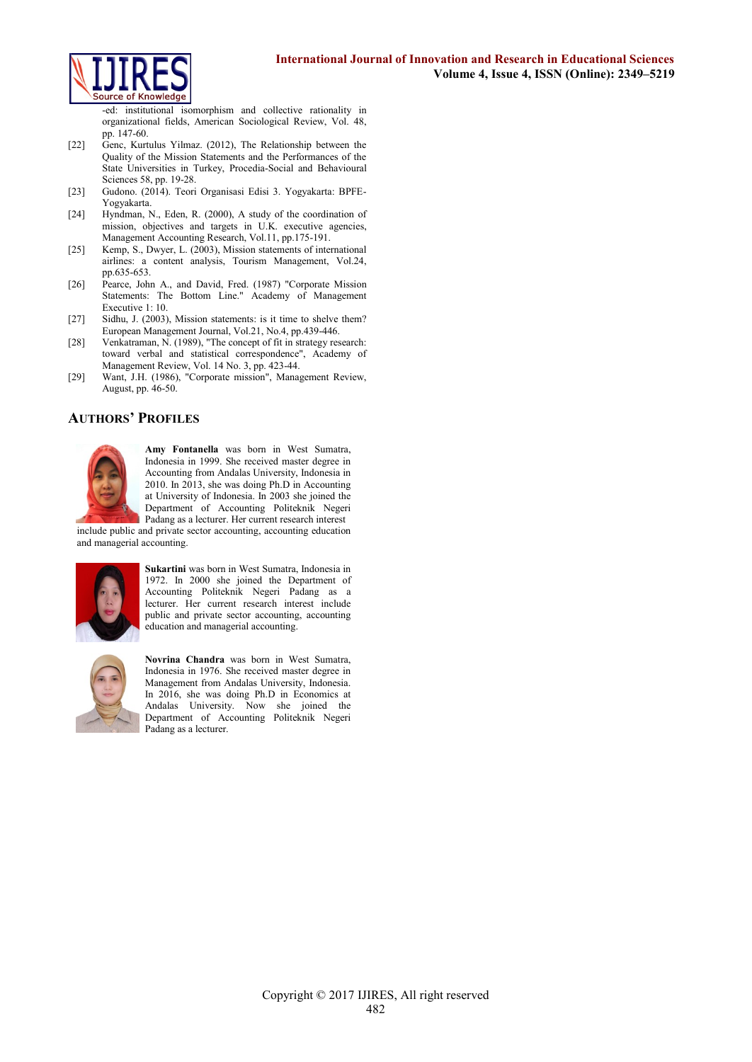-ed: institutional isomorphism and collective rationality in organizational fields, American Sociological Review, Vol. 48, pp. 147-60.

[22] Genc, Kurtulus Yilmaz. (2012), The Relationship between the Quality of the Mission Statements and the Performances of the State Universities in Turkey, Procedia-Social and Behavioural Sciences 58, pp. 19-28.

[23] Gudono. (2014). Teori Organisasi Edisi 3. Yogyakarta: BPFE-Yogyakarta.

[24] Hyndman, N., Eden, R. (2000), A study of the coordination of mission, objectives and targets in U.K. executive agencies, Management Accounting Research, Vol.11, pp.175-191.

[25] Kemp, S., Dwyer, L. (2003), Mission statements of international airlines: a content analysis, Tourism Management, Vol.24, pp.635-653.

[26] Pearce, John A., and David, Fred. (1987) "Corporate Mission Statements: The Bottom Line." Academy of Management Executive 1: 10.

[27] Sidhu, J. (2003), Mission statements: is it time to shelve them? European Management Journal, Vol.21, No.4, pp.439-446.

[28] Venkatraman, N. (1989), "The concept of fit in strategy research: toward verbal and statistical correspondence", Academy of Management Review, Vol. 14 No. 3, pp. 423-44.

[29] Want, J.H. (1986), "Corporate mission", Management Review, August, pp. 46-50.

## AUTHORS' PROFILES

**Amy Fontanella** was born in West Sumatra, Indonesia in 1999. She received master degree in Accounting from Andalas University, Indonesia in 2010. In 2013, she was doing Ph.D in Accounting at University of Indonesia. In 2003 she joined the Department of Accounting Politeknik Negeri Padang as a lecturer. Her current research interest include public and private sector accounting, accounting education and managerial accounting.

**Sukartini** was born in West Sumatra, Indonesia in 1972. In 2000 she joined the Department of Accounting Politeknik Negeri Padang as a lecturer. Her current research interest include public and private sector accounting, accounting education and managerial accounting.

**Novrina Chandra** was born in West Sumatra, Indonesia in 1976. She received master degree in Management from Andalas University, Indonesia. In 2016, she was doing Ph.D in Economics at Andalas University. Now she joined the Department of Accounting Politeknik Negeri Padang as a lecturer.